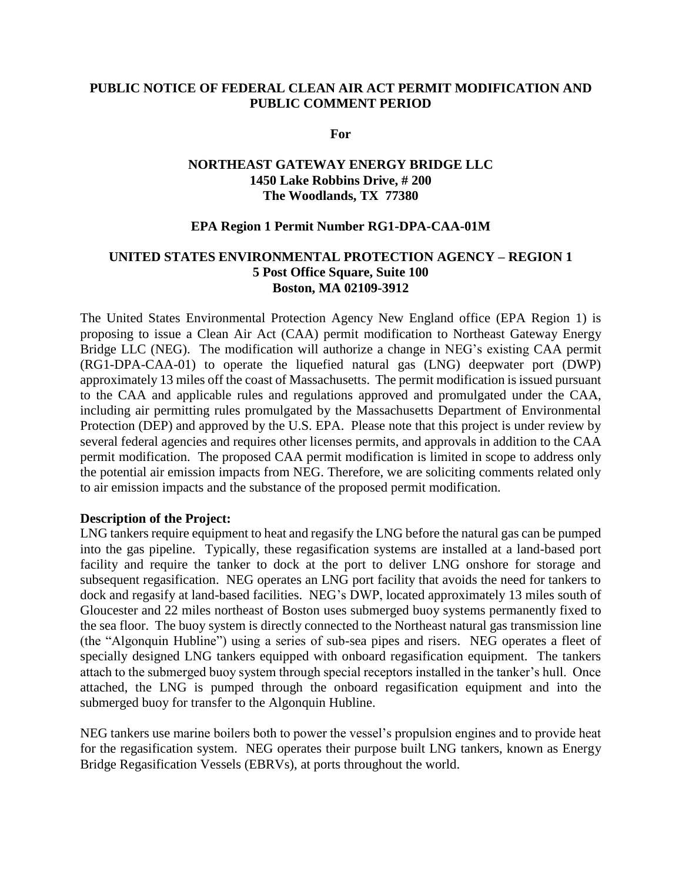**PUBLIC NOTICE OF FEDERAL CLEAN AIR ACT PERMIT MODIFICATION AND PUBLIC COMMENT PERIOD**

**For**

**NORTHEAST GATEWAY ENERGY BRIDGE LLC**
**1450 Lake Robbins Drive, # 200**
**The Woodlands, TX 77380**

**EPA Region 1 Permit Number RG1-DPA-CAA-01M**

**UNITED STATES ENVIRONMENTAL PROTECTION AGENCY – REGION 1**
**5 Post Office Square, Suite 100**
**Boston, MA 02109-3912**

The United States Environmental Protection Agency New England office (EPA Region 1) is proposing to issue a Clean Air Act (CAA) permit modification to Northeast Gateway Energy Bridge LLC (NEG). The modification will authorize a change in NEG's existing CAA permit (RG1-DPA-CAA-01) to operate the liquefied natural gas (LNG) deepwater port (DWP) approximately 13 miles off the coast of Massachusetts. The permit modification is issued pursuant to the CAA and applicable rules and regulations approved and promulgated under the CAA, including air permitting rules promulgated by the Massachusetts Department of Environmental Protection (DEP) and approved by the U.S. EPA. Please note that this project is under review by several federal agencies and requires other licenses permits, and approvals in addition to the CAA permit modification. The proposed CAA permit modification is limited in scope to address only the potential air emission impacts from NEG. Therefore, we are soliciting comments related only to air emission impacts and the substance of the proposed permit modification.

**Description of the Project:**

LNG tankers require equipment to heat and regasify the LNG before the natural gas can be pumped into the gas pipeline. Typically, these regasification systems are installed at a land-based port facility and require the tanker to dock at the port to deliver LNG onshore for storage and subsequent regasification. NEG operates an LNG port facility that avoids the need for tankers to dock and regasify at land-based facilities. NEG's DWP, located approximately 13 miles south of Gloucester and 22 miles northeast of Boston uses submerged buoy systems permanently fixed to the sea floor. The buoy system is directly connected to the Northeast natural gas transmission line (the "Algonquin Hubline") using a series of sub-sea pipes and risers. NEG operates a fleet of specially designed LNG tankers equipped with onboard regasification equipment. The tankers attach to the submerged buoy system through special receptors installed in the tanker's hull. Once attached, the LNG is pumped through the onboard regasification equipment and into the submerged buoy for transfer to the Algonquin Hubline.

NEG tankers use marine boilers both to power the vessel's propulsion engines and to provide heat for the regasification system. NEG operates their purpose built LNG tankers, known as Energy Bridge Regasification Vessels (EBRVs), at ports throughout the world.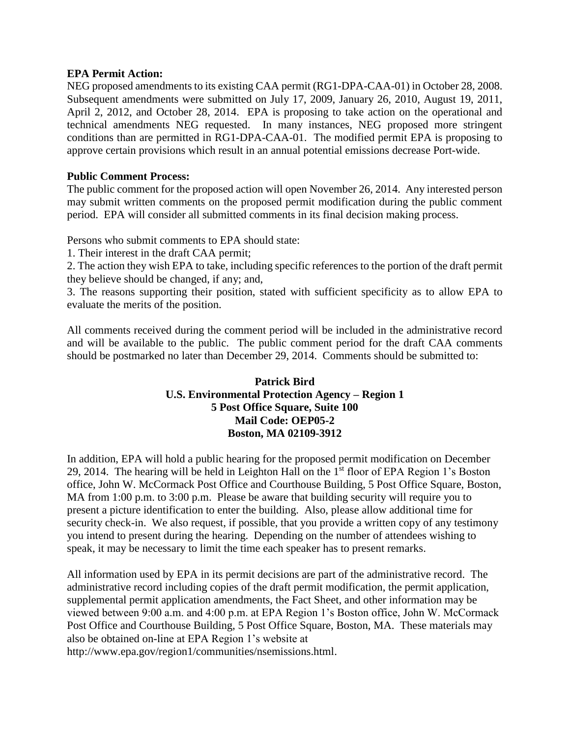**EPA Permit Action:**

NEG proposed amendments to its existing CAA permit (RG1-DPA-CAA-01) in October 28, 2008. Subsequent amendments were submitted on July 17, 2009, January 26, 2010, August 19, 2011, April 2, 2012, and October 28, 2014. EPA is proposing to take action on the operational and technical amendments NEG requested. In many instances, NEG proposed more stringent conditions than are permitted in RG1-DPA-CAA-01. The modified permit EPA is proposing to approve certain provisions which result in an annual potential emissions decrease Port-wide.

**Public Comment Process:**

The public comment for the proposed action will open November 26, 2014. Any interested person may submit written comments on the proposed permit modification during the public comment period. EPA will consider all submitted comments in its final decision making process.

Persons who submit comments to EPA should state:

1. Their interest in the draft CAA permit;
2. The action they wish EPA to take, including specific references to the portion of the draft permit they believe should be changed, if any; and,
3. The reasons supporting their position, stated with sufficient specificity as to allow EPA to evaluate the merits of the position.

All comments received during the comment period will be included in the administrative record and will be available to the public. The public comment period for the draft CAA comments should be postmarked no later than December 29, 2014. Comments should be submitted to:

**Patrick Bird**
**U.S. Environmental Protection Agency – Region 1**
**5 Post Office Square, Suite 100**
**Mail Code: OEP05-2**
**Boston, MA 02109-3912**

In addition, EPA will hold a public hearing for the proposed permit modification on December 29, 2014. The hearing will be held in Leighton Hall on the 1st floor of EPA Region 1's Boston office, John W. McCormack Post Office and Courthouse Building, 5 Post Office Square, Boston, MA from 1:00 p.m. to 3:00 p.m. Please be aware that building security will require you to present a picture identification to enter the building. Also, please allow additional time for security check-in. We also request, if possible, that you provide a written copy of any testimony you intend to present during the hearing. Depending on the number of attendees wishing to speak, it may be necessary to limit the time each speaker has to present remarks.

All information used by EPA in its permit decisions are part of the administrative record. The administrative record including copies of the draft permit modification, the permit application, supplemental permit application amendments, the Fact Sheet, and other information may be viewed between 9:00 a.m. and 4:00 p.m. at EPA Region 1's Boston office, John W. McCormack Post Office and Courthouse Building, 5 Post Office Square, Boston, MA. These materials may also be obtained on-line at EPA Region 1's website at http://www.epa.gov/region1/communities/nsemissions.html.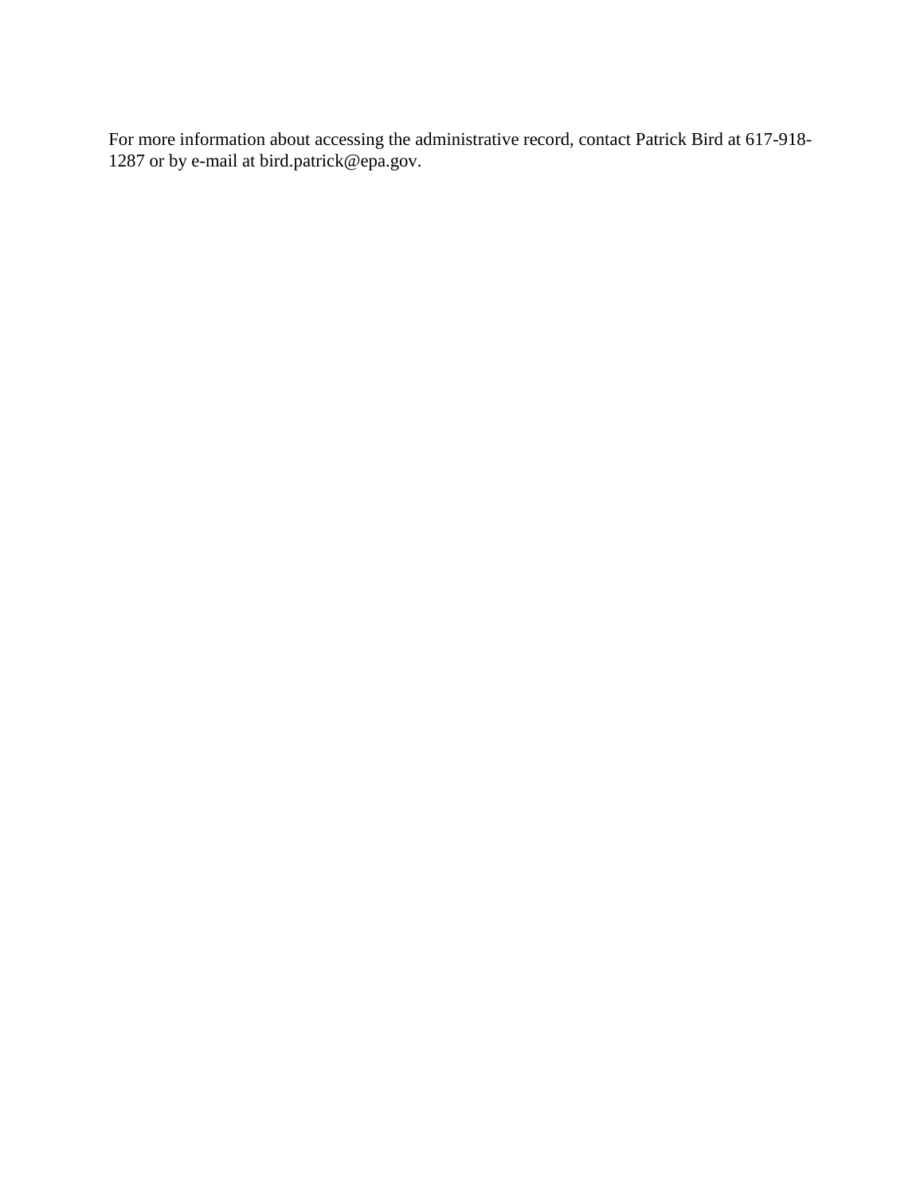For more information about accessing the administrative record, contact Patrick Bird at 617-918-1287 or by e-mail at bird.patrick@epa.gov.